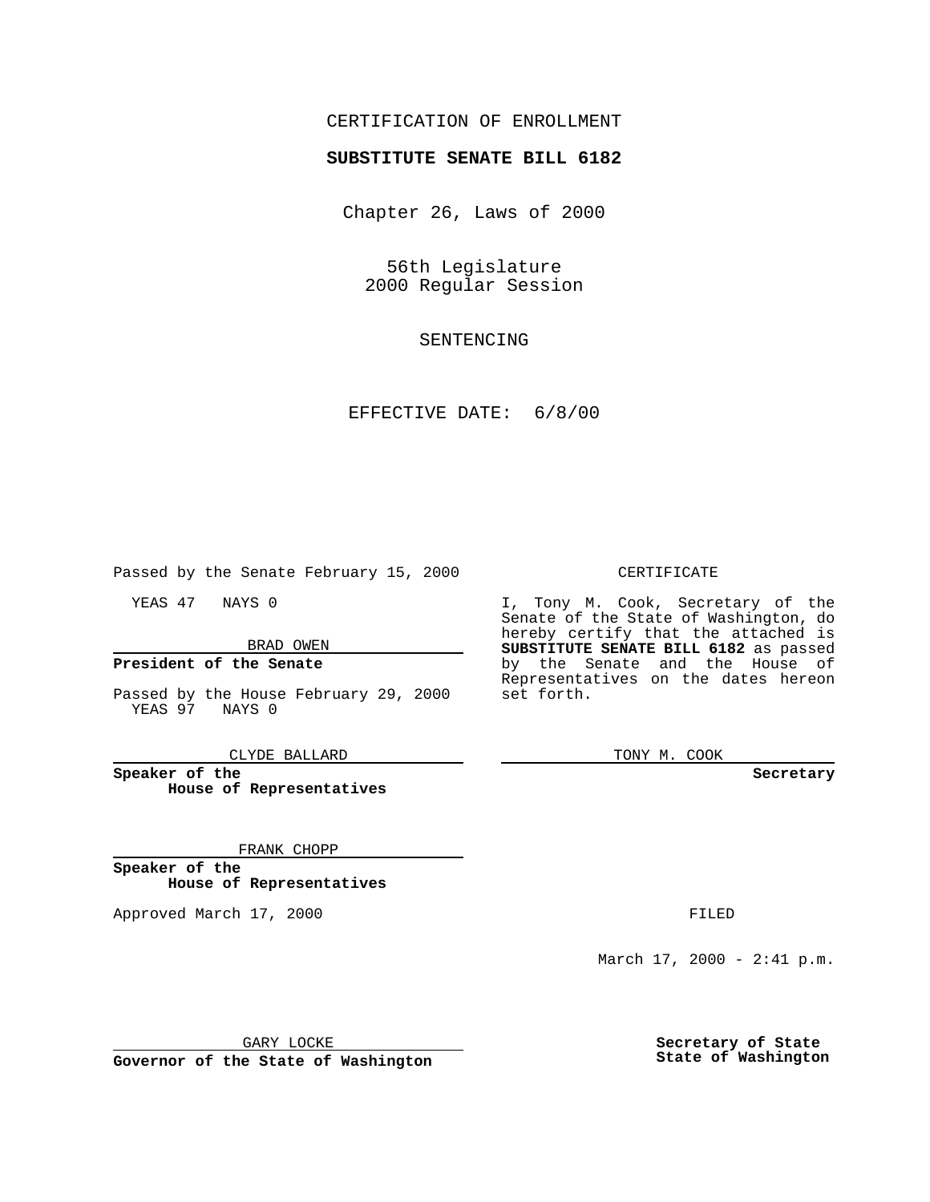CERTIFICATION OF ENROLLMENT

**SUBSTITUTE SENATE BILL 6182**

Chapter 26, Laws of 2000

56th Legislature
2000 Regular Session

SENTENCING

EFFECTIVE DATE: 6/8/00

Passed by the Senate February 15, 2000

YEAS 47 NAYS 0

BRAD OWEN

**President of the Senate**

Passed by the House February 29, 2000
YEAS 97 NAYS 0

CLYDE BALLARD

**Speaker of the House of Representatives**

FRANK CHOPP

**Speaker of the House of Representatives**

Approved March 17, 2000

GARY LOCKE

**Governor of the State of Washington**

CERTIFICATE

I, Tony M. Cook, Secretary of the Senate of the State of Washington, do hereby certify that the attached is **SUBSTITUTE SENATE BILL 6182** as passed by the Senate and the House of Representatives on the dates hereon set forth.

TONY M. COOK

**Secretary**

FILED

March 17, 2000 - 2:41 p.m.

**Secretary of State State of Washington**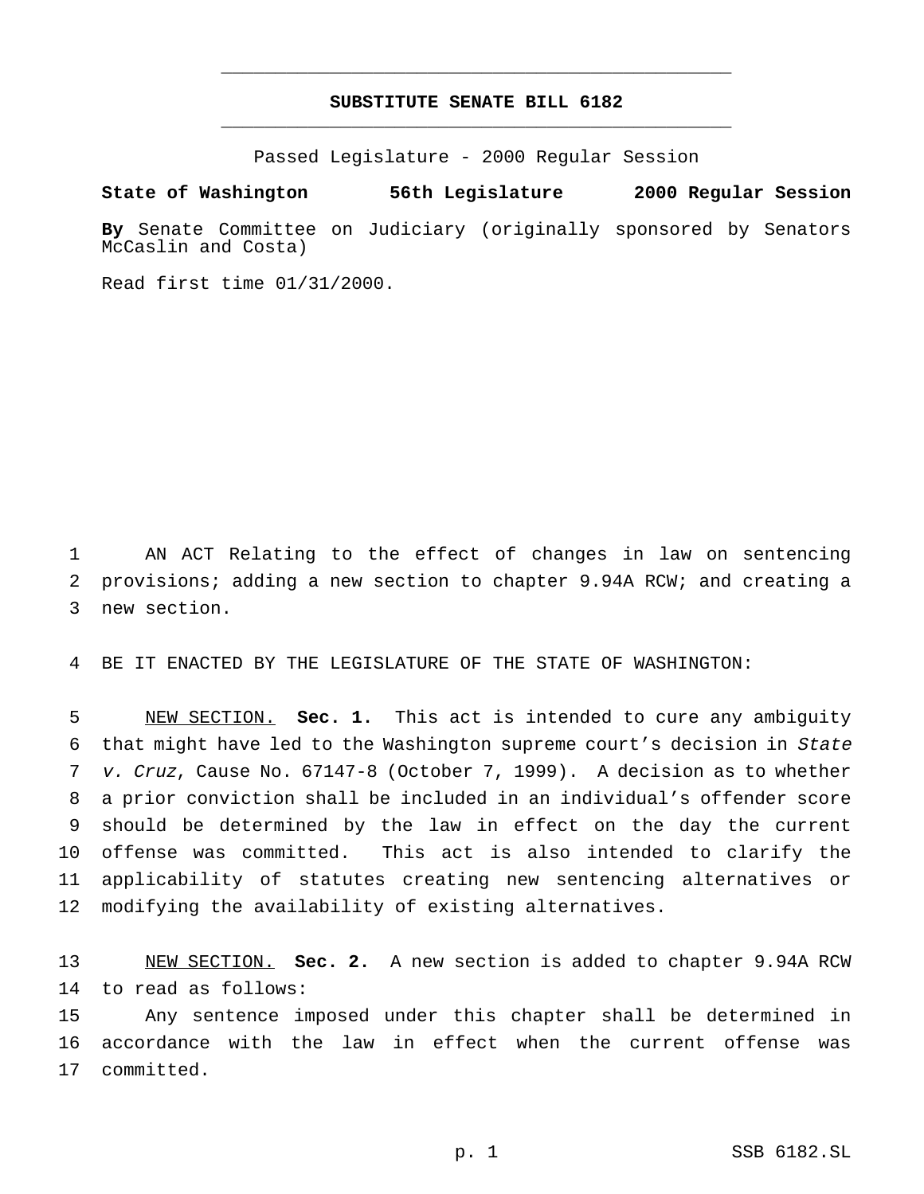# SUBSTITUTE SENATE BILL 6182

Passed Legislature - 2000 Regular Session

**State of Washington 56th Legislature 2000 Regular Session**

**By** Senate Committee on Judiciary (originally sponsored by Senators McCaslin and Costa)

Read first time 01/31/2000.

1 AN ACT Relating to the effect of changes in law on sentencing
2 provisions; adding a new section to chapter 9.94A RCW; and creating a
3 new section.

4 BE IT ENACTED BY THE LEGISLATURE OF THE STATE OF WASHINGTON:

5 NEW SECTION. **Sec. 1.** This act is intended to cure any ambiguity
6 that might have led to the Washington supreme court's decision in *State*
7 *v. Cruz*, Cause No. 67147-8 (October 7, 1999). A decision as to whether
8 a prior conviction shall be included in an individual's offender score
9 should be determined by the law in effect on the day the current
10 offense was committed. This act is also intended to clarify the
11 applicability of statutes creating new sentencing alternatives or
12 modifying the availability of existing alternatives.

13 NEW SECTION. **Sec. 2.** A new section is added to chapter 9.94A RCW
14 to read as follows:
15 Any sentence imposed under this chapter shall be determined in
16 accordance with the law in effect when the current offense was
17 committed.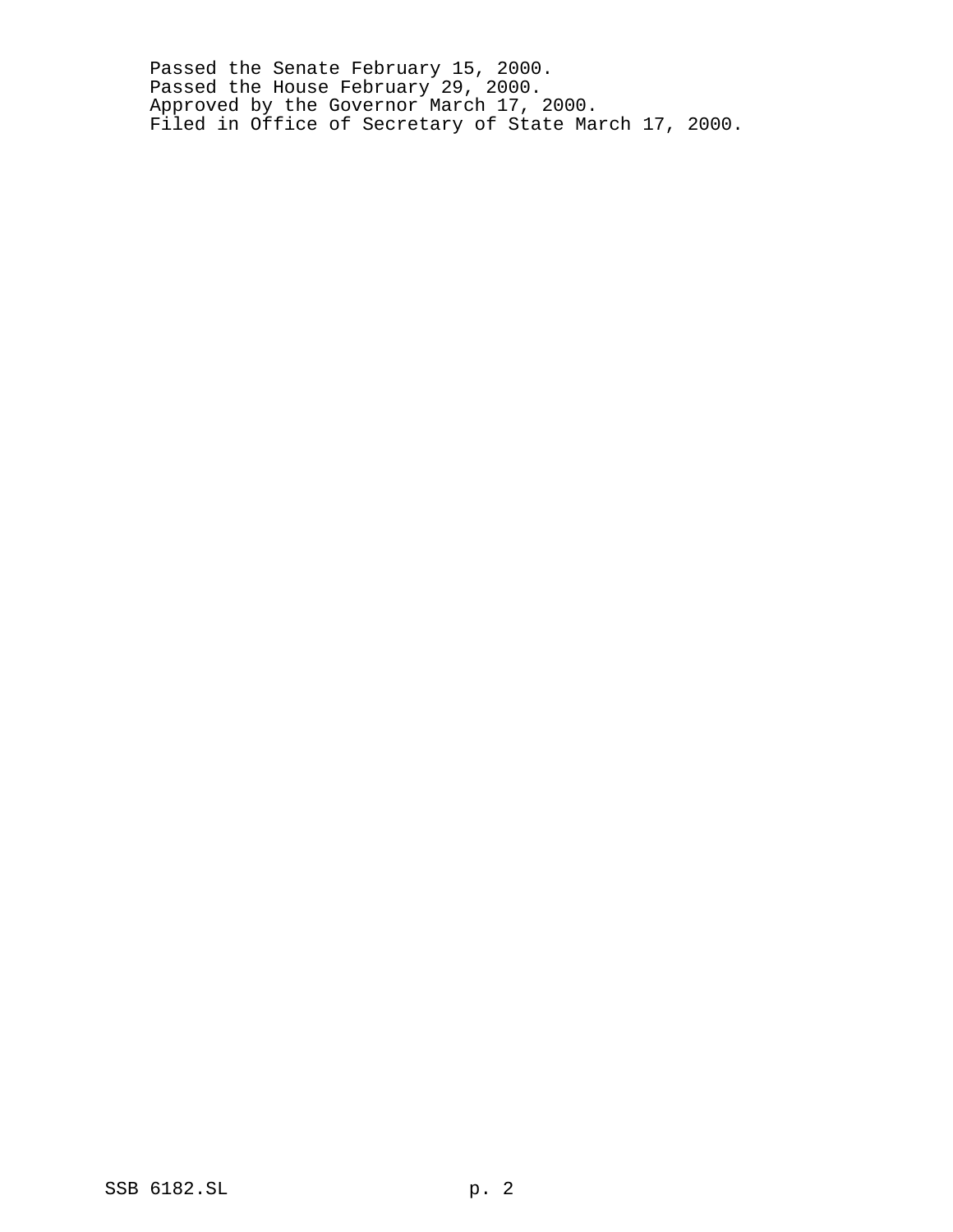Passed the Senate February 15, 2000.
Passed the House February 29, 2000.
Approved by the Governor March 17, 2000.
Filed in Office of Secretary of State March 17, 2000.